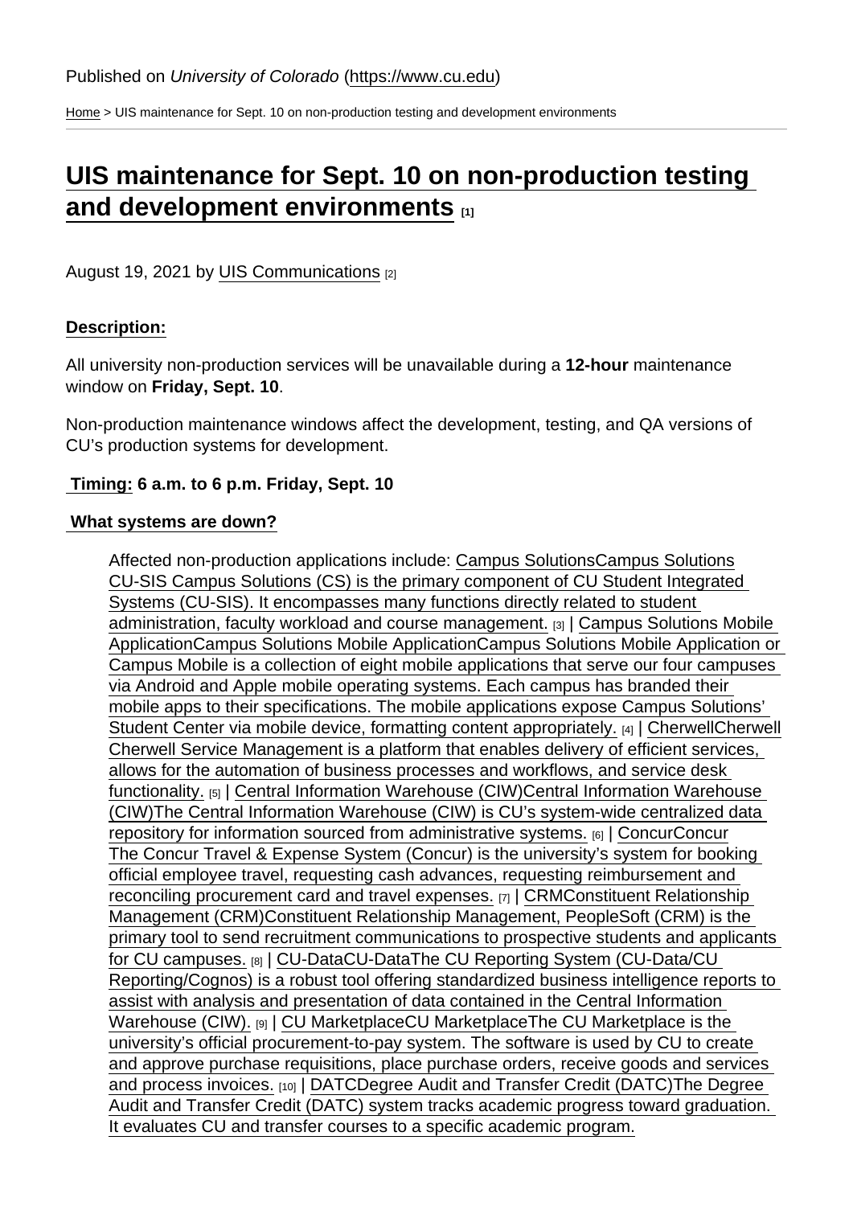Published on *University of Colorado* (https://www.cu.edu)

Home > UIS maintenance for Sept. 10 on non-production testing and development environments

# UIS maintenance for Sept. 10 on non-production testing and development environments [1]

August 19, 2021 by UIS Communications [2]

**Description:**

All university non-production services will be unavailable during a **12-hour** maintenance window on **Friday, Sept. 10**.

Non-production maintenance windows affect the development, testing, and QA versions of CU's production systems for development.

**Timing: 6 a.m. to 6 p.m. Friday, Sept. 10**

**What systems are down?**

> Affected non-production applications include: Campus SolutionsCampus Solutions CU-SIS Campus Solutions (CS) is the primary component of CU Student Integrated Systems (CU-SIS). It encompasses many functions directly related to student administration, faculty workload and course management. [3] | Campus Solutions Mobile ApplicationCampus Solutions Mobile ApplicationCampus Solutions Mobile Application or Campus Mobile is a collection of eight mobile applications that serve our four campuses via Android and Apple mobile operating systems. Each campus has branded their mobile apps to their specifications. The mobile applications expose Campus Solutions' Student Center via mobile device, formatting content appropriately. [4] | CherwellCherwell Cherwell Service Management is a platform that enables delivery of efficient services, allows for the automation of business processes and workflows, and service desk functionality. [5] | Central Information Warehouse (CIW)Central Information Warehouse (CIW)The Central Information Warehouse (CIW) is CU's system-wide centralized data repository for information sourced from administrative systems. [6] | ConcurConcur The Concur Travel & Expense System (Concur) is the university's system for booking official employee travel, requesting cash advances, requesting reimbursement and reconciling procurement card and travel expenses. [7] | CRMConstituent Relationship Management (CRM)Constituent Relationship Management, PeopleSoft (CRM) is the primary tool to send recruitment communications to prospective students and applicants for CU campuses. [8] | CU-DataCU-DataThe CU Reporting System (CU-Data/CU Reporting/Cognos) is a robust tool offering standardized business intelligence reports to assist with analysis and presentation of data contained in the Central Information Warehouse (CIW). [9] | CU MarketplaceCU MarketplaceThe CU Marketplace is the university's official procurement-to-pay system. The software is used by CU to create and approve purchase requisitions, place purchase orders, receive goods and services and process invoices. [10] | DATCDegree Audit and Transfer Credit (DATC)The Degree Audit and Transfer Credit (DATC) system tracks academic progress toward graduation. It evaluates CU and transfer courses to a specific academic program.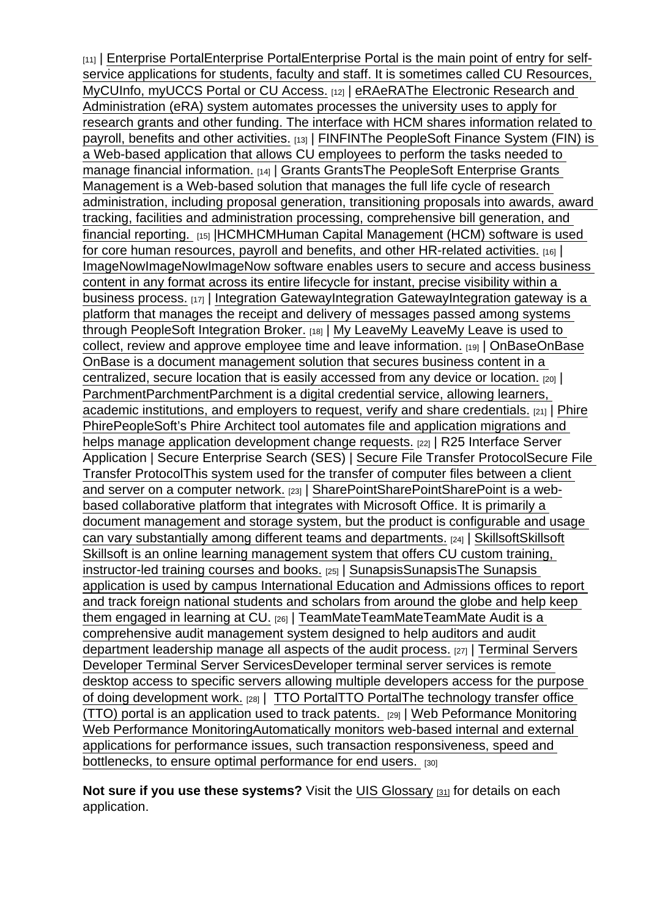[11] | Enterprise PortalEnterprise PortalEnterprise Portal is the main point of entry for self-service applications for students, faculty and staff. It is sometimes called CU Resources, MyCUInfo, myUCCS Portal or CU Access. [12] | eRAeRAThe Electronic Research and Administration (eRA) system automates processes the university uses to apply for research grants and other funding. The interface with HCM shares information related to payroll, benefits and other activities. [13] | FINFINThe PeopleSoft Finance System (FIN) is a Web-based application that allows CU employees to perform the tasks needed to manage financial information. [14] | Grants GrantsThe PeopleSoft Enterprise Grants Management is a Web-based solution that manages the full life cycle of research administration, including proposal generation, transitioning proposals into awards, award tracking, facilities and administration processing, comprehensive bill generation, and financial reporting. [15] |HCMHCMHuman Capital Management (HCM) software is used for core human resources, payroll and benefits, and other HR-related activities. [16] | ImageNowImageNowImageNow software enables users to secure and access business content in any format across its entire lifecycle for instant, precise visibility within a business process. [17] | Integration GatewayIntegration GatewayIntegration gateway is a platform that manages the receipt and delivery of messages passed among systems through PeopleSoft Integration Broker. [18] | My LeaveMy LeaveMy Leave is used to collect, review and approve employee time and leave information. [19] | OnBaseOnBase OnBase is a document management solution that secures business content in a centralized, secure location that is easily accessed from any device or location. [20] | ParchmentParchmentParchment is a digital credential service, allowing learners, academic institutions, and employers to request, verify and share credentials. [21] | Phire PhirePeopleSoft's Phire Architect tool automates file and application migrations and helps manage application development change requests. [22] | R25 Interface Server Application | Secure Enterprise Search (SES) | Secure File Transfer ProtocolSecure File Transfer ProtocolThis system used for the transfer of computer files between a client and server on a computer network. [23] | SharePointSharePointSharePoint is a web-based collaborative platform that integrates with Microsoft Office. It is primarily a document management and storage system, but the product is configurable and usage can vary substantially among different teams and departments. [24] | SkillsoftSkillsoft Skillsoft is an online learning management system that offers CU custom training, instructor-led training courses and books. [25] | SunapsisSunapsisThe Sunapsis application is used by campus International Education and Admissions offices to report and track foreign national students and scholars from around the globe and help keep them engaged in learning at CU. [26] | TeamMateTeamMateTeamMate Audit is a comprehensive audit management system designed to help auditors and audit department leadership manage all aspects of the audit process. [27] | Terminal Servers Developer Terminal Server ServicesDeveloper terminal server services is remote desktop access to specific servers allowing multiple developers access for the purpose of doing development work. [28] | TTO PortalTTO PortalThe technology transfer office (TTO) portal is an application used to track patents. [29] | Web Peformance Monitoring Web Performance MonitoringAutomatically monitors web-based internal and external applications for performance issues, such transaction responsiveness, speed and bottlenecks, to ensure optimal performance for end users. [30]

**Not sure if you use these systems?** Visit the UIS Glossary [31] for details on each application.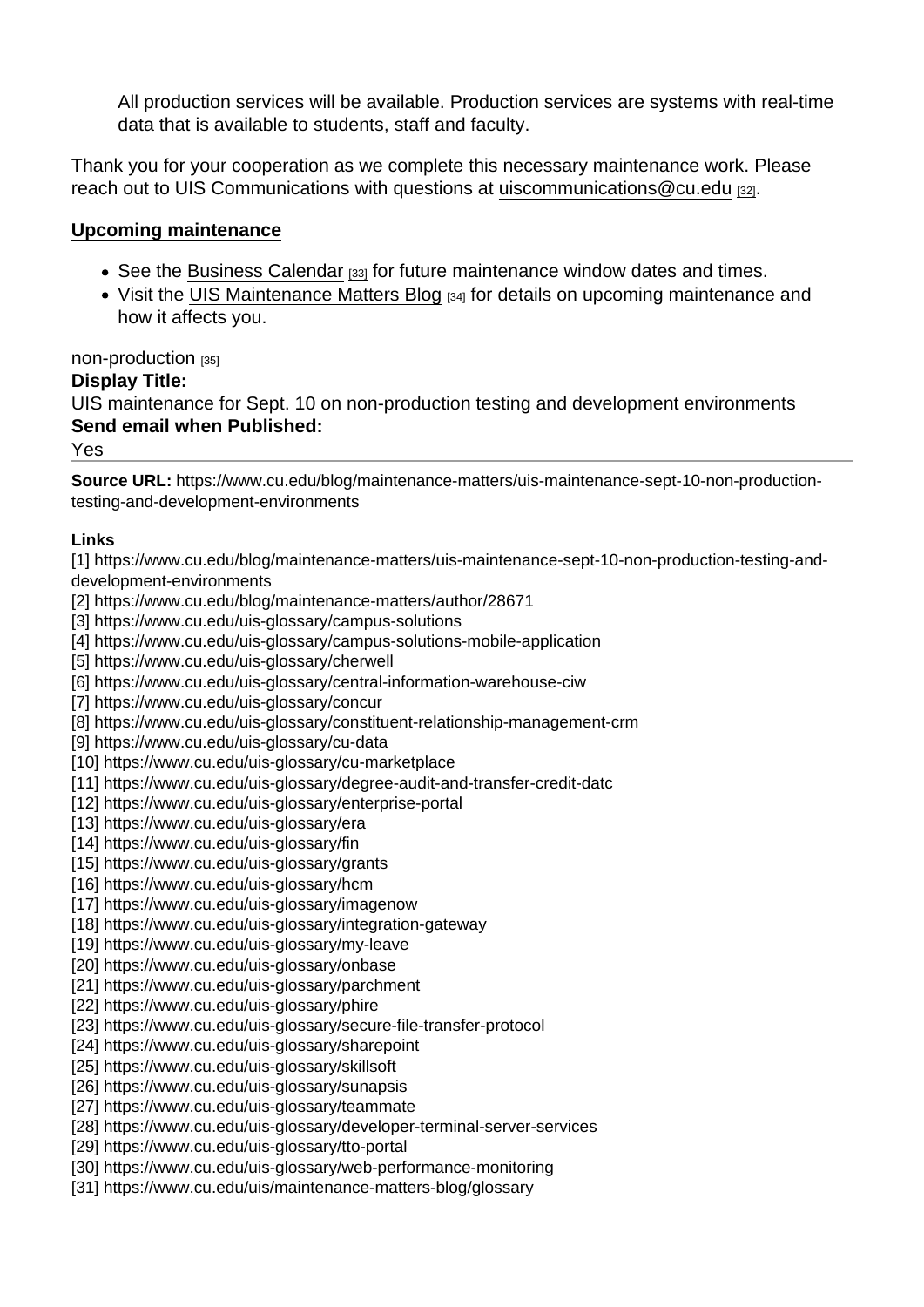All production services will be available. Production services are systems with real-time data that is available to students, staff and faculty.

Thank you for your cooperation as we complete this necessary maintenance work. Please reach out to UIS Communications with questions at uiscommunications@cu.edu [32].

## Upcoming maintenance

- See the Business Calendar [33] for future maintenance window dates and times.
- Visit the UIS Maintenance Matters Blog [34] for details on upcoming maintenance and how it affects you.

non-production [35]

**Display Title:**

UIS maintenance for Sept. 10 on non-production testing and development environments

**Send email when Published:**

Yes

---

**Source URL:** https://www.cu.edu/blog/maintenance-matters/uis-maintenance-sept-10-non-production-testing-and-development-environments

**Links**

[1] https://www.cu.edu/blog/maintenance-matters/uis-maintenance-sept-10-non-production-testing-and-development-environments
[2] https://www.cu.edu/blog/maintenance-matters/author/28671
[3] https://www.cu.edu/uis-glossary/campus-solutions
[4] https://www.cu.edu/uis-glossary/campus-solutions-mobile-application
[5] https://www.cu.edu/uis-glossary/cherwell
[6] https://www.cu.edu/uis-glossary/central-information-warehouse-ciw
[7] https://www.cu.edu/uis-glossary/concur
[8] https://www.cu.edu/uis-glossary/constituent-relationship-management-crm
[9] https://www.cu.edu/uis-glossary/cu-data
[10] https://www.cu.edu/uis-glossary/cu-marketplace
[11] https://www.cu.edu/uis-glossary/degree-audit-and-transfer-credit-datc
[12] https://www.cu.edu/uis-glossary/enterprise-portal
[13] https://www.cu.edu/uis-glossary/era
[14] https://www.cu.edu/uis-glossary/fin
[15] https://www.cu.edu/uis-glossary/grants
[16] https://www.cu.edu/uis-glossary/hcm
[17] https://www.cu.edu/uis-glossary/imagenow
[18] https://www.cu.edu/uis-glossary/integration-gateway
[19] https://www.cu.edu/uis-glossary/my-leave
[20] https://www.cu.edu/uis-glossary/onbase
[21] https://www.cu.edu/uis-glossary/parchment
[22] https://www.cu.edu/uis-glossary/phire
[23] https://www.cu.edu/uis-glossary/secure-file-transfer-protocol
[24] https://www.cu.edu/uis-glossary/sharepoint
[25] https://www.cu.edu/uis-glossary/skillsoft
[26] https://www.cu.edu/uis-glossary/sunapsis
[27] https://www.cu.edu/uis-glossary/teammate
[28] https://www.cu.edu/uis-glossary/developer-terminal-server-services
[29] https://www.cu.edu/uis-glossary/tto-portal
[30] https://www.cu.edu/uis-glossary/web-performance-monitoring
[31] https://www.cu.edu/uis/maintenance-matters-blog/glossary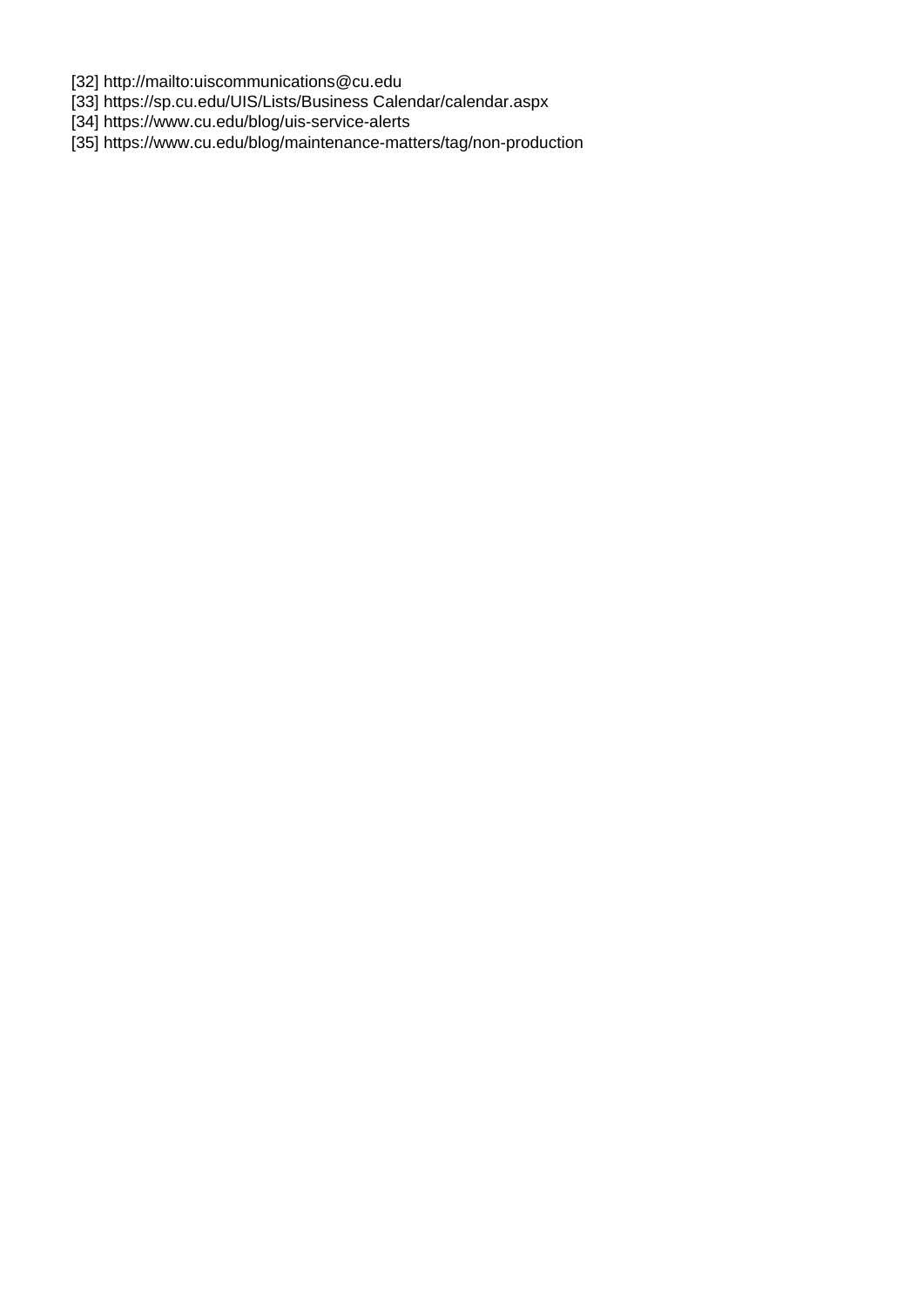[32] http://mailto:uiscommunications@cu.edu
[33] https://sp.cu.edu/UIS/Lists/Business Calendar/calendar.aspx
[34] https://www.cu.edu/blog/uis-service-alerts
[35] https://www.cu.edu/blog/maintenance-matters/tag/non-production